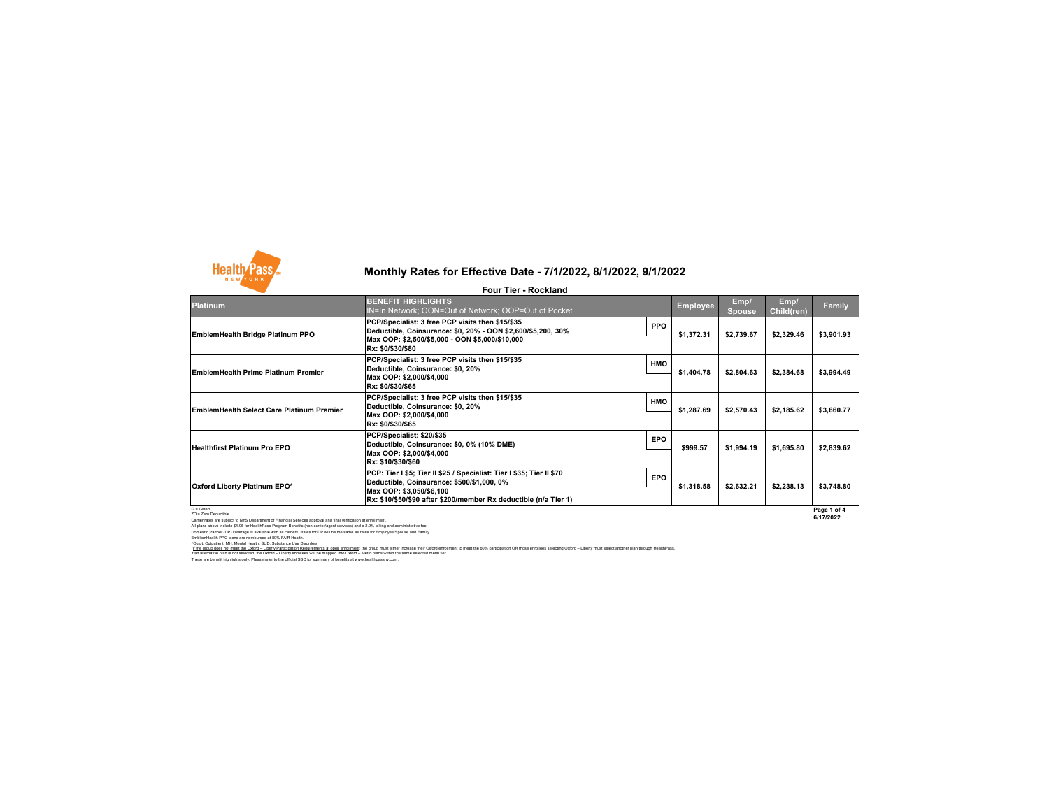# Monthly Rates for Effective Date - 7/1/2022, 8/1/2022, 9/1/2022

## Four Tier - Rockland

| Platinum | BENEFIT HIGHLIGHTS<br>IN=In Network; OON=Out of Network; OOP=Out of Pocket | | Employee | Emp/ Spouse | Emp/ Child(ren) | Family |
|---|---|---|---|---|---|---|
| EmblemHealth Bridge Platinum PPO | PCP/Specialist: 3 free PCP visits then $15/$35<br>Deductible, Coinsurance: $0, 20% - OON $2,600/$5,200, 30%<br>Max OOP: $2,500/$5,000 - OON $5,000/$10,000<br>Rx: $0/$30/$80 | PPO | $1,372.31 | $2,739.67 | $2,329.46 | $3,901.93 |
| EmblemHealth Prime Platinum Premier | PCP/Specialist: 3 free PCP visits then $15/$35<br>Deductible, Coinsurance: $0, 20%<br>Max OOP: $2,000/$4,000<br>Rx: $0/$30/$65 | HMO | $1,404.78 | $2,804.63 | $2,384.68 | $3,994.49 |
| EmblemHealth Select Care Platinum Premier | PCP/Specialist: 3 free PCP visits then $15/$35<br>Deductible, Coinsurance: $0, 20%<br>Max OOP: $2,000/$4,000<br>Rx: $0/$30/$65 | HMO | $1,287.69 | $2,570.43 | $2,185.62 | $3,660.77 |
| Healthfirst Platinum Pro EPO | PCP/Specialist: $20/$35<br>Deductible, Coinsurance: $0, 0% (10% DME)<br>Max OOP: $2,000/$4,000<br>Rx: $10/$30/$60 | EPO | $999.57 | $1,994.19 | $1,695.80 | $2,839.62 |
| Oxford Liberty Platinum EPO* | PCP: Tier I $5; Tier II $25 / Specialist: Tier I $35; Tier II $70<br>Deductible, Coinsurance: $500/$1,000, 0%<br>Max OOP: $3,050/$6,100<br>Rx: $10/$50/$90 after $200/member Rx deductible (n/a Tier 1) | EPO | $1,318.58 | $2,632.21 | $2,238.13 | $3,748.80 |

G = Gated
ZD = Zero Deductible
Carrier rates are subject to NYS Department of Financial Services approval and final verification at enrollment.
All plans above include $4.95 for HealthPass Program Benefits (non-carrier/agent services) and a 2.9% billing and administrative fee.
Domestic Partner (DP) coverage is available with all carriers. Rates for DP will be the same as rates for Employee/Spouse and Family.
EmblemHealth PPO plans are reimbursed at 80% FAIR Health.
*Outpt: Outpatient, MH: Mental Health, SUD: Substance Use Disorders
*If the group does not meet the Oxford – Liberty Participation Requirements at open enrollment: the group must either increase their Oxford enrollment to meet the 60% participation OR those enrollees selecting Oxford – Liberty must select another plan through HealthPass.
If an alternative plan is not selected, the Oxford – Liberty enrollees will be mapped into Oxford – Metro plans within the same selected metal tier.
These are benefit highlights only. Please refer to the official SBC for summary of benefits at www.healthpassny.com.

6/17/2022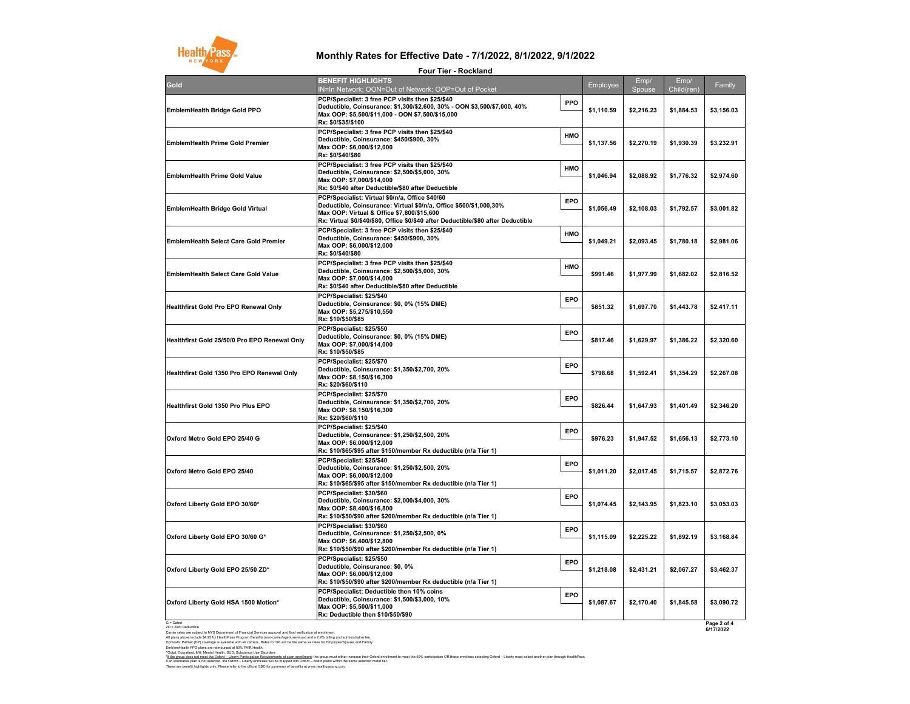# Monthly Rates for Effective Date - 7/1/2022, 8/1/2022, 9/1/2022

## Four Tier - Rockland

| Gold | BENEFIT HIGHLIGHTS<br>IN=In Network; OON=Out of Network; OOP=Out of Pocket | | Employee | Emp/ Spouse | Emp/ Child(ren) | Family |
|---|---|---|---|---|---|---|
| EmblemHealth Bridge Gold PPO | PCP/Specialist: 3 free PCP visits then $25/$40<br>Deductible, Coinsurance: $1,300/$2,600, 30% - OON $3,500/$7,000, 40%<br>Max OOP: $5,500/$11,000 - OON $7,500/$15,000<br>Rx: $0/$35/$100 | PPO | $1,110.59 | $2,216.23 | $1,884.53 | $3,156.03 |
| EmblemHealth Prime Gold Premier | PCP/Specialist: 3 free PCP visits then $25/$40<br>Deductible, Coinsurance: $450/$900, 30%<br>Max OOP: $6,000/$12,000<br>Rx: $0/$40/$80 | HMO | $1,137.56 | $2,270.19 | $1,930.39 | $3,232.91 |
| EmblemHealth Prime Gold Value | PCP/Specialist: 3 free PCP visits then $25/$40<br>Deductible, Coinsurance: $2,500/$5,000, 30%<br>Max OOP: $7,000/$14,000<br>Rx: $0/$40 after Deductible/$80 after Deductible | HMO | $1,046.94 | $2,088.92 | $1,776.32 | $2,974.60 |
| EmblemHealth Bridge Gold Virtual | PCP/Specialist: Virtual $0/n/a, Office $40/60<br>Deductible, Coinsurance: Virtual $0/n/a, Office $500/$1,000,30%<br>Max OOP: Virtual & Office $7,800/$15,600<br>Rx: Virtual $0/$40/$80, Office $0/$40 after Deductible/$80 after Deductible | EPO | $1,056.49 | $2,108.03 | $1,792.57 | $3,001.82 |
| EmblemHealth Select Care Gold Premier | PCP/Specialist: 3 free PCP visits then $25/$40<br>Deductible, Coinsurance: $450/$900, 30%<br>Max OOP: $6,000/$12,000<br>Rx: $0/$40/$80 | HMO | $1,049.21 | $2,093.45 | $1,780.18 | $2,981.06 |
| EmblemHealth Select Care Gold Value | PCP/Specialist: 3 free PCP visits then $25/$40<br>Deductible, Coinsurance: $2,500/$5,000, 30%<br>Max OOP: $7,000/$14,000<br>Rx: $0/$40 after Deductible/$80 after Deductible | HMO | $991.46 | $1,977.99 | $1,682.02 | $2,816.52 |
| Healthfirst Gold Pro EPO Renewal Only | PCP/Specialist: $25/$40<br>Deductible, Coinsurance: $0, 0% (15% DME)<br>Max OOP: $5,275/$10,550<br>Rx: $10/$50/$85 | EPO | $851.32 | $1,697.70 | $1,443.78 | $2,417.11 |
| Healthfirst Gold 25/50/0 Pro EPO Renewal Only | PCP/Specialist: $25/$50<br>Deductible, Coinsurance: $0, 0% (15% DME)<br>Max OOP: $7,000/$14,000<br>Rx: $10/$50/$85 | EPO | $817.46 | $1,629.97 | $1,386.22 | $2,320.60 |
| Healthfirst Gold 1350 Pro EPO Renewal Only | PCP/Specialist: $25/$70<br>Deductible, Coinsurance: $1,350/$2,700, 20%<br>Max OOP: $8,150/$16,300<br>Rx: $20/$60/$110 | EPO | $798.68 | $1,592.41 | $1,354.29 | $2,267.08 |
| Healthfirst Gold 1350 Pro Plus EPO | PCP/Specialist: $25/$70<br>Deductible, Coinsurance: $1,350/$2,700, 20%<br>Max OOP: $8,150/$16,300<br>Rx: $20/$60/$110 | EPO | $826.44 | $1,647.93 | $1,401.49 | $2,346.20 |
| Oxford Metro Gold EPO 25/40 G | PCP/Specialist: $25/$40<br>Deductible, Coinsurance: $1,250/$2,500, 20%<br>Max OOP: $6,000/$12,000<br>Rx: $10/$65/$95 after $150/member Rx deductible (n/a Tier 1) | EPO | $976.23 | $1,947.52 | $1,656.13 | $2,773.10 |
| Oxford Metro Gold EPO 25/40 | PCP/Specialist: $25/$40<br>Deductible, Coinsurance: $1,250/$2,500, 20%<br>Max OOP: $6,000/$12,000<br>Rx: $10/$65/$95 after $150/member Rx deductible (n/a Tier 1) | EPO | $1,011.20 | $2,017.45 | $1,715.57 | $2,872.76 |
| Oxford Liberty Gold EPO 30/60* | PCP/Specialist: $30/$60<br>Deductible, Coinsurance: $2,000/$4,000, 30%<br>Max OOP: $8,400/$16,800<br>Rx: $10/$50/$90 after $200/member Rx deductible (n/a Tier 1) | EPO | $1,074.45 | $2,143.95 | $1,823.10 | $3,053.03 |
| Oxford Liberty Gold EPO 30/60 G* | PCP/Specialist: $30/$60<br>Deductible, Coinsurance: $1,250/$2,500, 0%<br>Max OOP: $6,400/$12,800<br>Rx: $10/$50/$90 after $200/member Rx deductible (n/a Tier 1) | EPO | $1,115.09 | $2,225.22 | $1,892.19 | $3,168.84 |
| Oxford Liberty Gold EPO 25/50 ZD* | PCP/Specialist: $25/$50<br>Deductible, Coinsurance: $0, 0%<br>Max OOP: $6,000/$12,000<br>Rx: $10/$50/$90 after $200/member Rx deductible (n/a Tier 1) | EPO | $1,218.08 | $2,431.21 | $2,067.27 | $3,462.37 |
| Oxford Liberty Gold HSA 1500 Motion* | PCP/Specialist: Deductible then 10% coins<br>Deductible, Coinsurance: $1,500/$3,000, 10%<br>Max OOP: $5,500/$11,000<br>Rx: Deductible then $10/$50/$90 | EPO | $1,087.67 | $2,170.40 | $1,845.58 | $3,090.72 |

G = Gated
ZD = Zero Deductible
Carrier rates are subject to NYS Department of Financial Services approval and final verification at enrollment.
All plans above include $4.95 for HealthPass Program Benefits (non-carrier/agent services) and a 2.9% billing and administrative fee.
Domestic Partner (DP) coverage is available with all carriers. Rates for DP will be the same as rates for Employee/Spouse and Family.
EmblemHealth PPO plans are reimbursed at 80% FAIR Health.
^Outpt: Outpatient, MH: Mental Health, SUD: Substance Use Disorders
*If the group does not meet the Oxford – Liberty Participation Requirements at open enrollment: the group must either increase their Oxford enrollment to meet the 60% participation OR those enrollees selecting Oxford – Liberty must select another plan through HealthPass. If an alternative plan is not selected, the Oxford – Liberty enrollees will be mapped into Oxford – Metro plans within the same selected metal tier.
These are benefit highlights only. Please refer to the official SBC for summary of benefits at www.healthpassny.com.

6/17/2022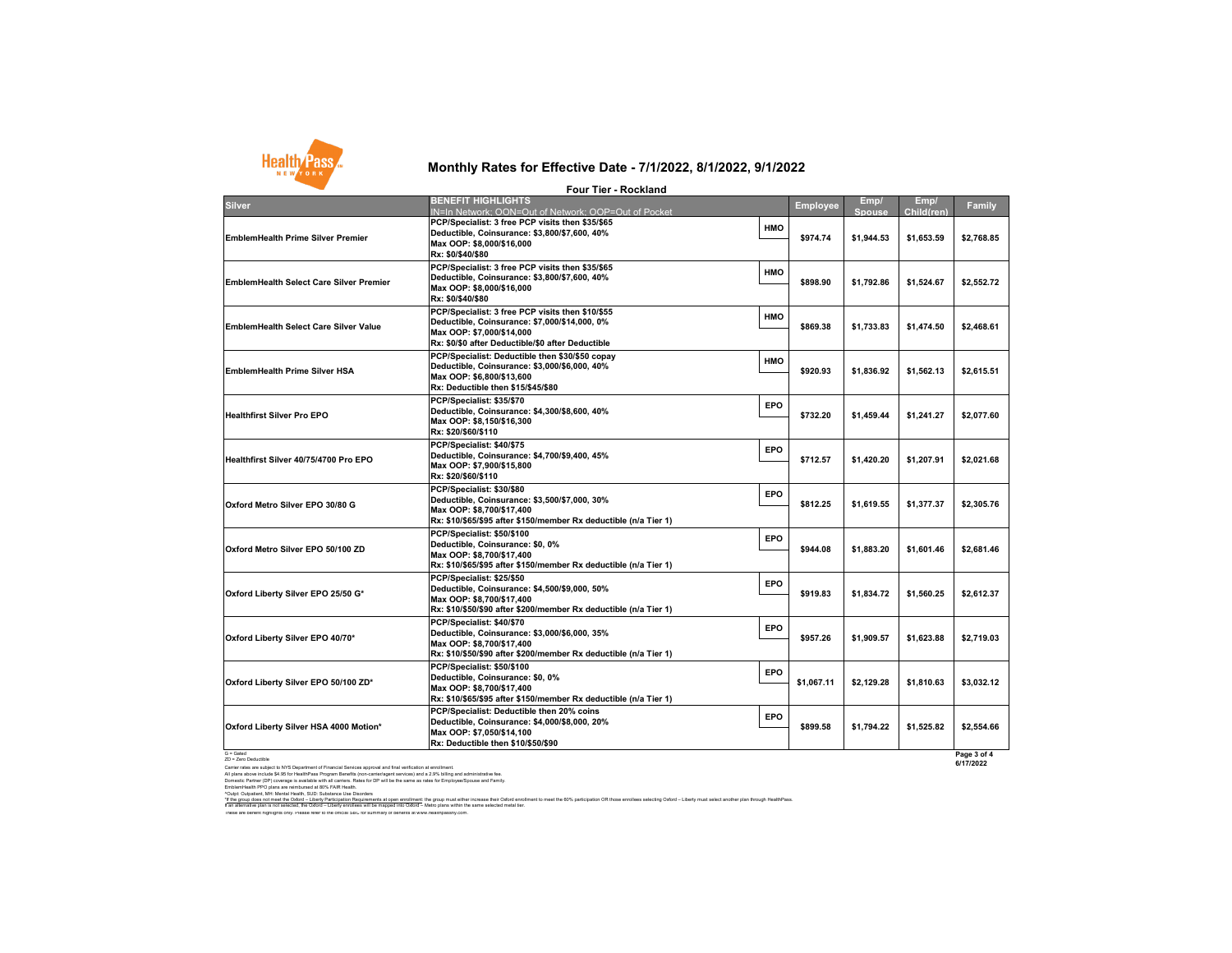# Monthly Rates for Effective Date - 7/1/2022, 8/1/2022, 9/1/2022

## Four Tier - Rockland

| Silver | BENEFIT HIGHLIGHTS<br>IN=In Network; OON=Out of Network; OOP=Out of Pocket | | Employee | Emp/ Spouse | Emp/ Child(ren) | Family |
|---|---|---|---|---|---|---|
| EmblemHealth Prime Silver Premier | PCP/Specialist: 3 free PCP visits then $35/$65<br>Deductible, Coinsurance: $3,800/$7,600, 40%<br>Max OOP: $8,000/$16,000<br>Rx: $0/$40/$80 | HMO | $974.74 | $1,944.53 | $1,653.59 | $2,768.85 |
| EmblemHealth Select Care Silver Premier | PCP/Specialist: 3 free PCP visits then $35/$65<br>Deductible, Coinsurance: $3,800/$7,600, 40%<br>Max OOP: $8,000/$16,000<br>Rx: $0/$40/$80 | HMO | $898.90 | $1,792.86 | $1,524.67 | $2,552.72 |
| EmblemHealth Select Care Silver Value | PCP/Specialist: 3 free PCP visits then $10/$55<br>Deductible, Coinsurance: $7,000/$14,000, 0%<br>Max OOP: $7,000/$14,000<br>Rx: $0/$0 after Deductible/$0 after Deductible | HMO | $869.38 | $1,733.83 | $1,474.50 | $2,468.61 |
| EmblemHealth Prime Silver HSA | PCP/Specialist: Deductible then $30/$50 copay<br>Deductible, Coinsurance: $3,000/$6,000, 40%<br>Max OOP: $6,800/$13,600<br>Rx: Deductible then $15/$45/$80 | HMO | $920.93 | $1,836.92 | $1,562.13 | $2,615.51 |
| Healthfirst Silver Pro EPO | PCP/Specialist: $35/$70<br>Deductible, Coinsurance: $4,300/$8,600, 40%<br>Max OOP: $8,150/$16,300<br>Rx: $20/$60/$110 | EPO | $732.20 | $1,459.44 | $1,241.27 | $2,077.60 |
| Healthfirst Silver 40/75/4700 Pro EPO | PCP/Specialist: $40/$75<br>Deductible, Coinsurance: $4,700/$9,400, 45%<br>Max OOP: $7,900/$15,800<br>Rx: $20/$60/$110 | EPO | $712.57 | $1,420.20 | $1,207.91 | $2,021.68 |
| Oxford Metro Silver EPO 30/80 G | PCP/Specialist: $30/$80<br>Deductible, Coinsurance: $3,500/$7,000, 30%<br>Max OOP: $8,700/$17,400<br>Rx: $10/$65/$95 after $150/member Rx deductible (n/a Tier 1) | EPO | $812.25 | $1,619.55 | $1,377.37 | $2,305.76 |
| Oxford Metro Silver EPO 50/100 ZD | PCP/Specialist: $50/$100<br>Deductible, Coinsurance: $0, 0%<br>Max OOP: $8,700/$17,400<br>Rx: $10/$65/$95 after $150/member Rx deductible (n/a Tier 1) | EPO | $944.08 | $1,883.20 | $1,601.46 | $2,681.46 |
| Oxford Liberty Silver EPO 25/50 G* | PCP/Specialist: $25/$50<br>Deductible, Coinsurance: $4,500/$9,000, 50%<br>Max OOP: $8,700/$17,400<br>Rx: $10/$50/$90 after $200/member Rx deductible (n/a Tier 1) | EPO | $919.83 | $1,834.72 | $1,560.25 | $2,612.37 |
| Oxford Liberty Silver EPO 40/70* | PCP/Specialist: $40/$70<br>Deductible, Coinsurance: $3,000/$6,000, 35%<br>Max OOP: $8,700/$17,400<br>Rx: $10/$50/$90 after $200/member Rx deductible (n/a Tier 1) | EPO | $957.26 | $1,909.57 | $1,623.88 | $2,719.03 |
| Oxford Liberty Silver EPO 50/100 ZD* | PCP/Specialist: $50/$100<br>Deductible, Coinsurance: $0, 0%<br>Max OOP: $8,700/$17,400<br>Rx: $10/$65/$95 after $150/member Rx deductible (n/a Tier 1) | EPO | $1,067.11 | $2,129.28 | $1,810.63 | $3,032.12 |
| Oxford Liberty Silver HSA 4000 Motion* | PCP/Specialist: Deductible then 20% coins<br>Deductible, Coinsurance: $4,000/$8,000, 20%<br>Max OOP: $7,050/$14,100<br>Rx: Deductible then $10/$50/$90 | EPO | $899.58 | $1,794.22 | $1,525.82 | $2,554.66 |

G = Gated
ZD = Zero Deductible

Carrier rates are subject to NYS Department of Financial Services approval and final verification at enrollment.
All plans above include $4.95 for HealthPass Program Benefits (non-carrier/agent services) and a 2.9% billing and administrative fee.
Domestic Partner (DP) coverage is available with all carriers. Rates for DP will be the same as rates for Employee/Spouse and Family.
EmblemHealth PPO plans are reimbursed at 80% FAIR Health.
*Outpt: Outpatient, MH: Mental Health, SUD: Substance Use Disorders
*If the group does not meet the Oxford – Liberty Participation Requirements at open enrollment: the group must either increase their Oxford enrollment to meet the 60% participation OR those enrollees selecting Oxford – Liberty must select another plan through HealthPass.
If an alternative plan is not selected, the Oxford – Liberty enrollees will be mapped into Oxford – Metro plans within the same selected metal tier.
These are benefit highlights only. Please refer to the official SBC for summary of benefits at www.healthpassny.com.

6/17/2022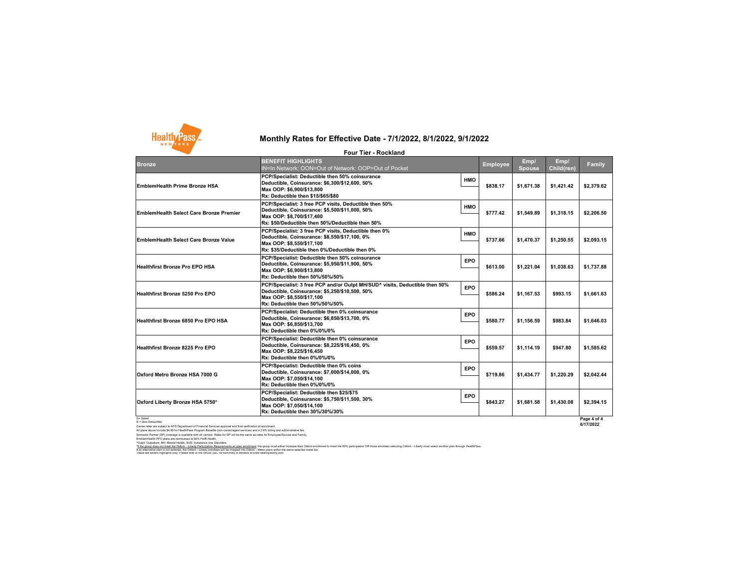# Monthly Rates for Effective Date - 7/1/2022, 8/1/2022, 9/1/2022

## Four Tier - Rockland

| Bronze | BENEFIT HIGHLIGHTS IN=In Network; OON=Out of Network; OOP=Out of Pocket | | Employee | Emp/ Spouse | Emp/ Child(ren) | Family |
|---|---|---|---|---|---|---|
| EmblemHealth Prime Bronze HSA | PCP/Specialist: Deductible then 50% coinsurance<br>Deductible, Coinsurance: $6,300/$12,600, 50%<br>Max OOP: $6,900/$13,800<br>Rx: Deductible then $15/$65/$80 | HMO | $838.17 | $1,671.38 | $1,421.42 | $2,379.62 |
| EmblemHealth Select Care Bronze Premier | PCP/Specialist: 3 free PCP visits, Deductible then 50%<br>Deductible, Coinsurance: $5,500/$11,000, 50%<br>Max OOP: $8,700/$17,400<br>Rx: $50/Deductible then 50%/Deductible then 50% | HMO | $777.42 | $1,549.89 | $1,318.15 | $2,206.50 |
| EmblemHealth Select Care Bronze Value | PCP/Specialist: 3 free PCP visits, Deductible then 0%<br>Deductible, Coinsurance: $8,550/$17,100, 0%<br>Max OOP: $8,550/$17,100<br>Rx: $35/Deductible then 0%/Deductible then 0% | HMO | $737.66 | $1,470.37 | $1,250.55 | $2,093.15 |
| Healthfirst Bronze Pro EPO HSA | PCP/Specialist: Deductible then 50% coinsurance<br>Deductible, Coinsurance: $5,950/$11,900, 50%<br>Max OOP: $6,900/$13,800<br>Rx: Deductible then 50%/50%/50% | EPO | $613.00 | $1,221.04 | $1,038.63 | $1,737.88 |
| Healthfirst Bronze 5250 Pro EPO | PCP/Specialist: 3 free PCP and/or Outpt MH/SUD^ visits, Deductible then 50%<br>Deductible, Coinsurance: $5,250/$10,500, 50%<br>Max OOP: $8,550/$17,100<br>Rx: Deductible then 50%/50%/50% | EPO | $586.24 | $1,167.53 | $993.15 | $1,661.63 |
| Healthfirst Bronze 6850 Pro EPO HSA | PCP/Specialist: Deductible then 0% coinsurance<br>Deductible, Coinsurance: $6,850/$13,700, 0%<br>Max OOP: $6,850/$13,700<br>Rx: Deductible then 0%/0%/0% | EPO | $580.77 | $1,156.59 | $983.84 | $1,646.03 |
| Healthfirst Bronze 8225 Pro EPO | PCP/Specialist: Deductible then 0% coinsurance<br>Deductible, Coinsurance: $8,225/$16,450, 0%<br>Max OOP: $8,225/$16,450<br>Rx: Deductible then 0%/0%/0% | EPO | $559.57 | $1,114.19 | $947.80 | $1,585.62 |
| Oxford Metro Bronze HSA 7000 G | PCP/Specialist: Deductible then 0% coins<br>Deductible, Coinsurance: $7,000/$14,000, 0%<br>Max OOP: $7,050/$14,100<br>Rx: Deductible then 0%/0%/0% | EPO | $719.86 | $1,434.77 | $1,220.29 | $2,042.44 |
| Oxford Liberty Bronze HSA 5750* | PCP/Specialist: Deductible then $25/$75<br>Deductible, Coinsurance: $5,750/$11,500, 30%<br>Max OOP: $7,050/$14,100<br>Rx: Deductible then 30%/30%/30% | EPO | $843.27 | $1,681.58 | $1,430.08 | $2,394.15 |

G= Gated
D = Zero Deductible
Carrier rates are subject to NYS Department of Financial Services approval and final verification at enrollment.
All plans above include $4.95 for HealthPass Program Benefits (non-carrier/agent services) and a 2.9% billing and administrative fee.
Domestic Partner (DP) coverage is available with all carriers. Rates for DP will be the same as rates for Employee/Spouse and Family.
EmblemHealth PPO plans are reimbursed at 80% FAIR Health.
^Outpt: Outpatient, MH: Mental Health, SUD: Substance Use Disorders
*If the group does not meet the Oxford – Liberty Participation Requirements at open enrollment, the group must either increase their Oxford enrollment to meet the 60% participation OR those enrollees selecting Oxford – Liberty must select another plan through HealthPass.
If an alternative plan is not selected, the Oxford – Liberty enrollees will be mapped into Oxford – Metro plans within the same selected metal tier.
These are benefit highlights only. Please refer to the official SBC for summary of benefits at www.healthpassny.com.

6/17/2022